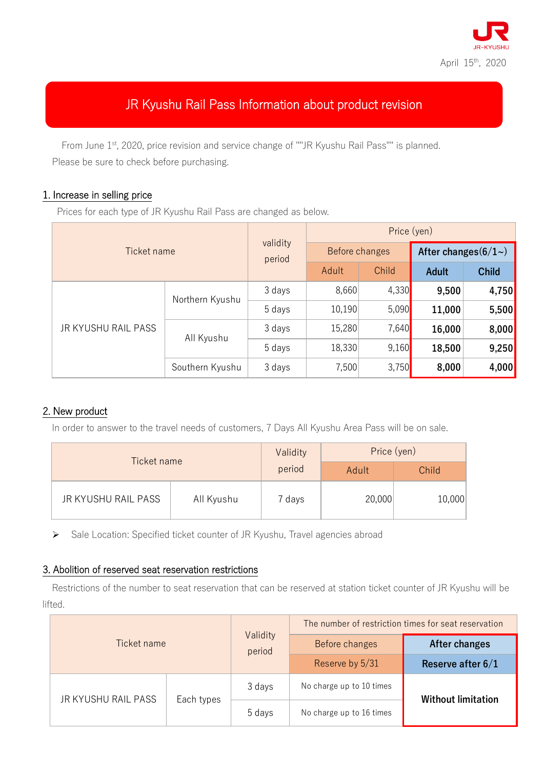JR-KYUSHU

April 15th, 2020

# JR Kyushu Rail Pass Information about product revision

From June 1st, 2020, price revision and service change of ""JR Kyushu Rail Pass"" is planned.
Please be sure to check before purchasing.

## 1. Increase in selling price

Prices for each type of JR Kyushu Rail Pass are changed as below.

| Ticket name | | validity period | Price (yen) | | | |
|---|---|---|---|---|---|---|
| | | | Before changes | | **After changes(6/1~)** | |
| | | | Adult | Child | **Adult** | **Child** |
| JR KYUSHU RAIL PASS | Northern Kyushu | 3 days | 8,660 | 4,330 | **9,500** | **4,750** |
| | | 5 days | 10,190 | 5,090 | **11,000** | **5,500** |
| | All Kyushu | 3 days | 15,280 | 7,640 | **16,000** | **8,000** |
| | | 5 days | 18,330 | 9,160 | **18,500** | **9,250** |
| | Southern Kyushu | 3 days | 7,500 | 3,750 | **8,000** | **4,000** |

## 2. New product

In order to answer to the travel needs of customers, 7 Days All Kyushu Area Pass will be on sale.

| Ticket name | | Validity period | Price (yen) | |
|---|---|---|---|---|
| | | | Adult | Child |
| JR KYUSHU RAIL PASS | All Kyushu | 7 days | 20,000 | 10,000 |

- Sale Location: Specified ticket counter of JR Kyushu, Travel agencies abroad

## 3. Abolition of reserved seat reservation restrictions

Restrictions of the number to seat reservation that can be reserved at station ticket counter of JR Kyushu will be lifted.

| Ticket name | | Validity period | The number of restriction times for seat reservation | |
|---|---|---|---|---|
| | | | Before changes | **After changes** |
| | | | Reserve by 5/31 | **Reserve after 6/1** |
| JR KYUSHU RAIL PASS | Each types | 3 days | No charge up to 10 times | **Without limitation** |
| | | 5 days | No charge up to 16 times | |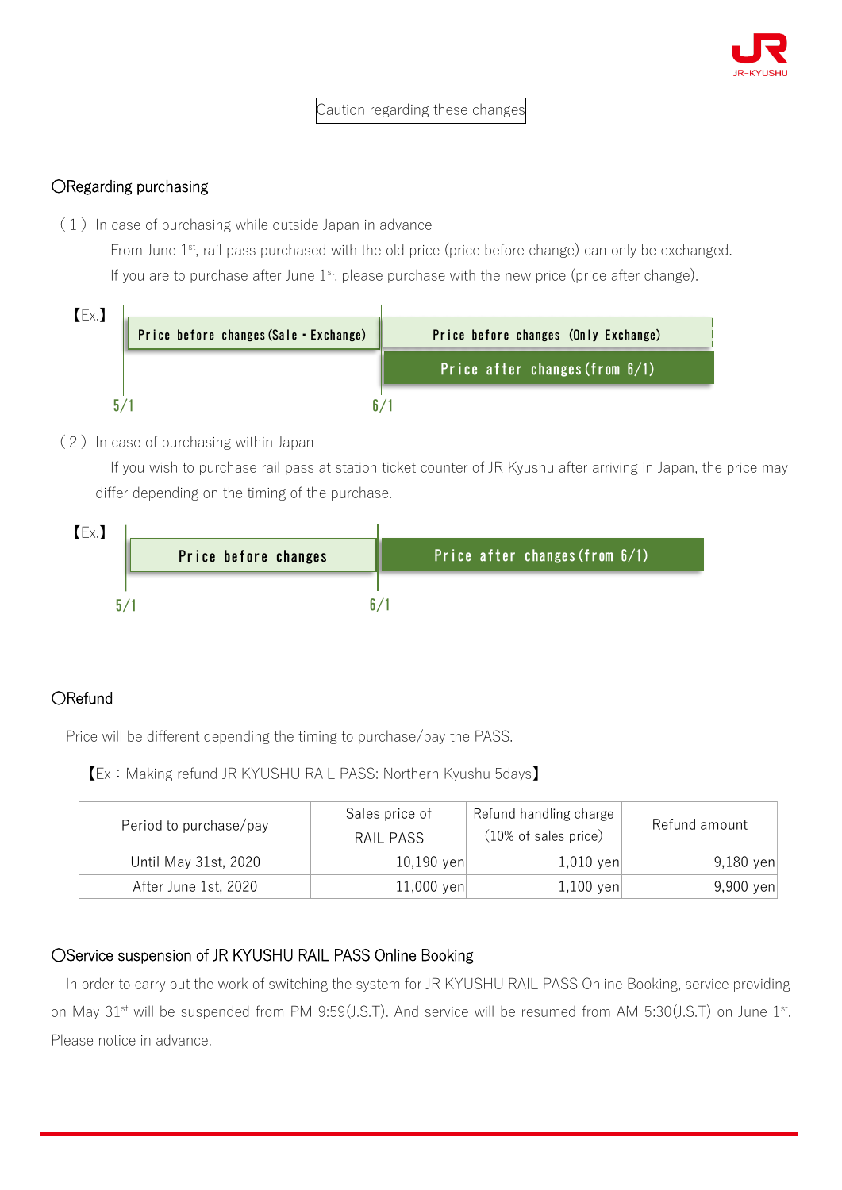Caution regarding these changes

## 〇Regarding purchasing

（１）In case of purchasing while outside Japan in advance

From June 1st, rail pass purchased with the old price (price before change) can only be exchanged.

If you are to purchase after June 1st, please purchase with the new price (price after change).

【Ex.】

Price before changes (Sale・Exchange)

Price before changes (Only Exchange)

Price after changes (from 6/1)

5/1

6/1

（２）In case of purchasing within Japan

If you wish to purchase rail pass at station ticket counter of JR Kyushu after arriving in Japan, the price may differ depending on the timing of the purchase.

【Ex.】

Price before changes

Price after changes (from 6/1)

5/1

6/1

## 〇Refund

Price will be different depending the timing to purchase/pay the PASS.

【Ex：Making refund JR KYUSHU RAIL PASS: Northern Kyushu 5days】

| Period to purchase/pay | Sales price of RAIL PASS | Refund handling charge (10% of sales price) | Refund amount |
|---|---|---|---|
| Until May 31st, 2020 | 10,190 yen | 1,010 yen | 9,180 yen |
| After June 1st, 2020 | 11,000 yen | 1,100 yen | 9,900 yen |

## 〇Service suspension of JR KYUSHU RAIL PASS Online Booking

In order to carry out the work of switching the system for JR KYUSHU RAIL PASS Online Booking, service providing on May 31st will be suspended from PM 9:59(J.S.T). And service will be resumed from AM 5:30(J.S.T) on June 1st. Please notice in advance.